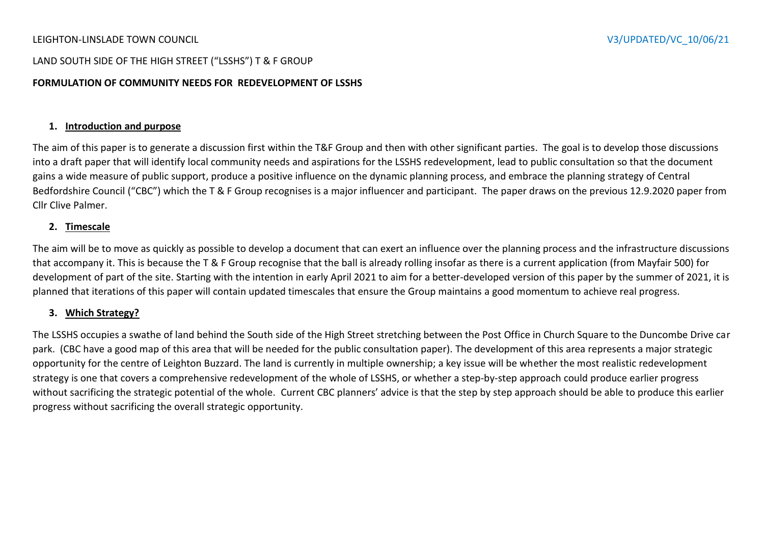LEIGHTON-LINSLADE TOWN COUNCIL V3/UPDATED/VC_10/06/21

LAND SOUTH SIDE OF THE HIGH STREET ("LSSHS") T & F GROUP

**FORMULATION OF COMMUNITY NEEDS FOR REDEVELOPMENT OF LSSHS**

## 1. Introduction and purpose

The aim of this paper is to generate a discussion first within the T&F Group and then with other significant parties. The goal is to develop those discussions into a draft paper that will identify local community needs and aspirations for the LSSHS redevelopment, lead to public consultation so that the document gains a wide measure of public support, produce a positive influence on the dynamic planning process, and embrace the planning strategy of Central Bedfordshire Council ("CBC") which the T & F Group recognises is a major influencer and participant. The paper draws on the previous 12.9.2020 paper from Cllr Clive Palmer.

## 2. Timescale

The aim will be to move as quickly as possible to develop a document that can exert an influence over the planning process and the infrastructure discussions that accompany it. This is because the T & F Group recognise that the ball is already rolling insofar as there is a current application (from Mayfair 500) for development of part of the site. Starting with the intention in early April 2021 to aim for a better-developed version of this paper by the summer of 2021, it is planned that iterations of this paper will contain updated timescales that ensure the Group maintains a good momentum to achieve real progress.

## 3. Which Strategy?

The LSSHS occupies a swathe of land behind the South side of the High Street stretching between the Post Office in Church Square to the Duncombe Drive car park. (CBC have a good map of this area that will be needed for the public consultation paper). The development of this area represents a major strategic opportunity for the centre of Leighton Buzzard. The land is currently in multiple ownership; a key issue will be whether the most realistic redevelopment strategy is one that covers a comprehensive redevelopment of the whole of LSSHS, or whether a step-by-step approach could produce earlier progress without sacrificing the strategic potential of the whole. Current CBC planners' advice is that the step by step approach should be able to produce this earlier progress without sacrificing the overall strategic opportunity.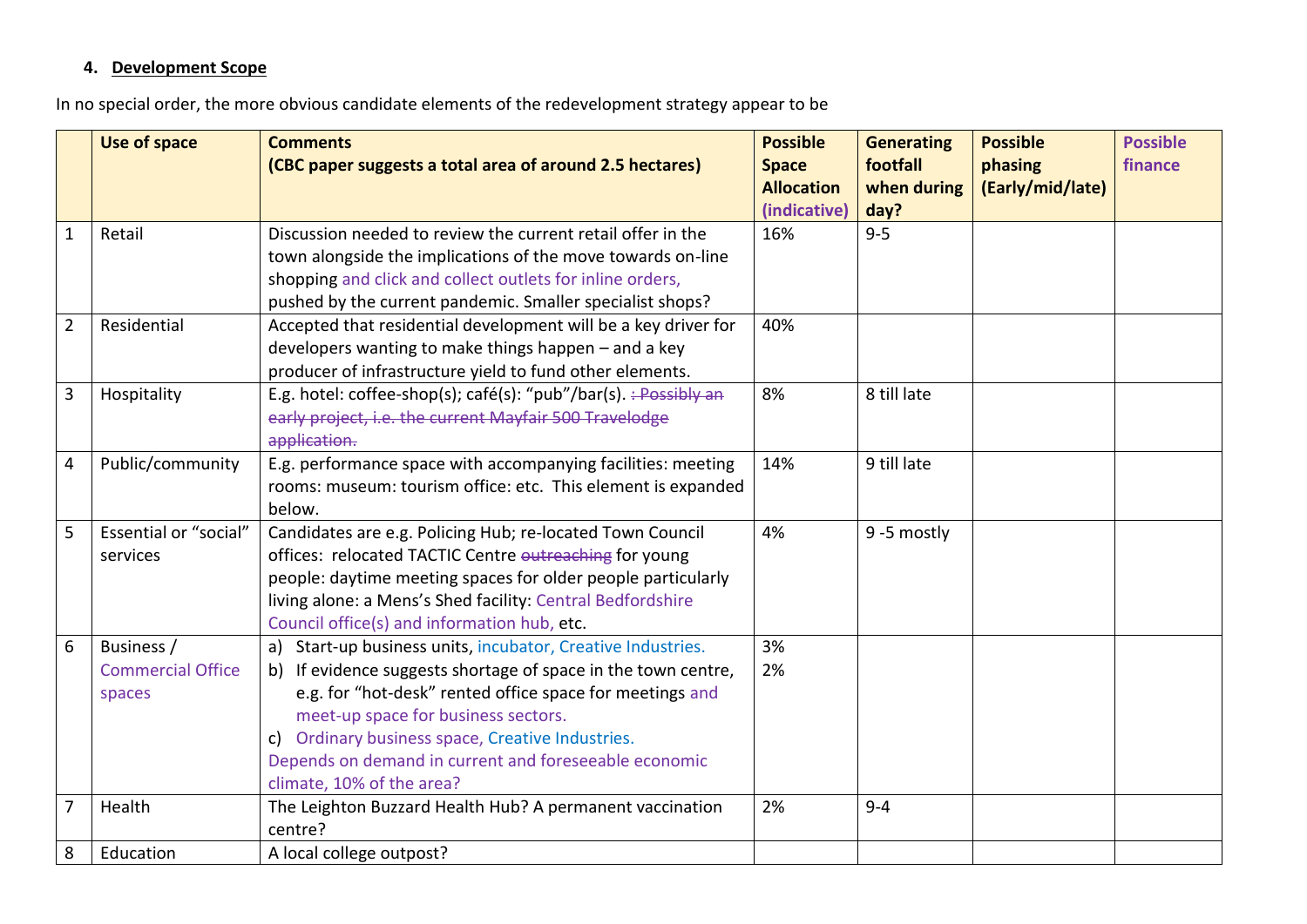## 4. Development Scope

In no special order, the more obvious candidate elements of the redevelopment strategy appear to be

| | Use of space | Comments (CBC paper suggests a total area of around 2.5 hectares) | Possible Space Allocation (indicative) | Generating footfall when during day? | Possible phasing (Early/mid/late) | Possible finance |
|---|---|---|---|---|---|---|
| 1 | Retail | Discussion needed to review the current retail offer in the town alongside the implications of the move towards on-line shopping and click and collect outlets for inline orders, pushed by the current pandemic. Smaller specialist shops? | 16% | 9-5 | | |
| 2 | Residential | Accepted that residential development will be a key driver for developers wanting to make things happen – and a key producer of infrastructure yield to fund other elements. | 40% | | | |
| 3 | Hospitality | E.g. hotel: coffee-shop(s): café(s): "pub"/bar(s). ~~: Possibly an early project, i.e. the current Mayfair 500 Travelodge application.~~ | 8% | 8 till late | | |
| 4 | Public/community | E.g. performance space with accompanying facilities: meeting rooms: museum: tourism office: etc. This element is expanded below. | 14% | 9 till late | | |
| 5 | Essential or "social" services | Candidates are e.g. Policing Hub; re-located Town Council offices: relocated TACTIC Centre ~~outreaching~~ for young people: daytime meeting spaces for older people particularly living alone: a Mens's Shed facility: Central Bedfordshire Council office(s) and information hub, etc. | 4% | 9 -5 mostly | | |
| 6 | Business / Commercial Office spaces | a) Start-up business units, incubator, Creative Industries.<br>b) If evidence suggests shortage of space in the town centre, e.g. for "hot-desk" rented office space for meetings and meet-up space for business sectors.<br>c) Ordinary business space, Creative Industries.<br>Depends on demand in current and foreseeable economic climate, 10% of the area? | 3%<br>2% | | | |
| 7 | Health | The Leighton Buzzard Health Hub? A permanent vaccination centre? | 2% | 9-4 | | |
| 8 | Education | A local college outpost? | | | | |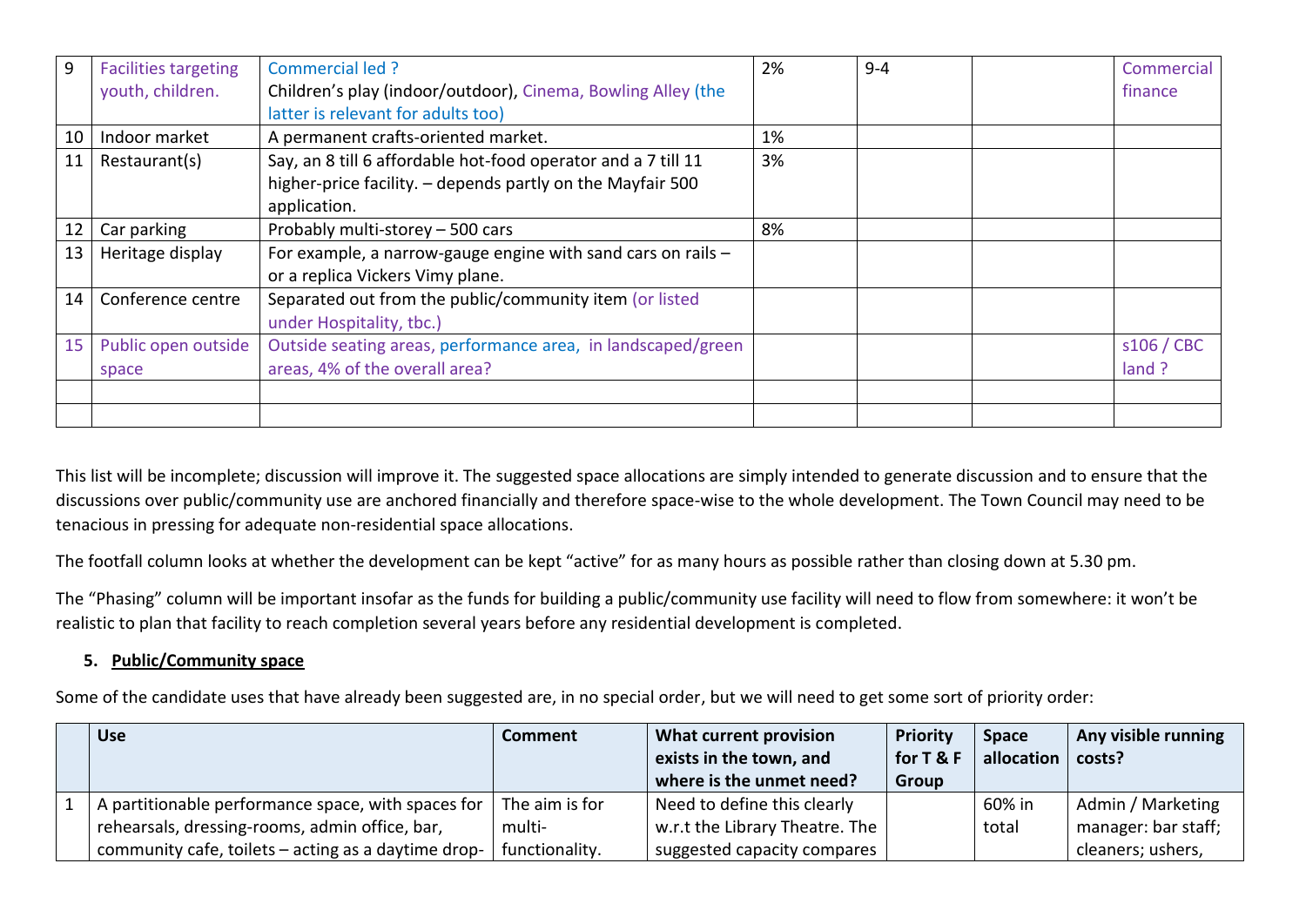| 9 | Facilities targeting youth, children. | Commercial led ? Children's play (indoor/outdoor), Cinema, Bowling Alley (the latter is relevant for adults too) | 2% | 9-4 | | Commercial finance |
|---|---|---|---|---|---|---|
| 10 | Indoor market | A permanent crafts-oriented market. | 1% | | | |
| 11 | Restaurant(s) | Say, an 8 till 6 affordable hot-food operator and a 7 till 11 higher-price facility. – depends partly on the Mayfair 500 application. | 3% | | | |
| 12 | Car parking | Probably multi-storey – 500 cars | 8% | | | |
| 13 | Heritage display | For example, a narrow-gauge engine with sand cars on rails – or a replica Vickers Vimy plane. | | | | |
| 14 | Conference centre | Separated out from the public/community item (or listed under Hospitality, tbc.) | | | | |
| 15 | Public open outside space | Outside seating areas, performance area, in landscaped/green areas, 4% of the overall area? | | | | s106 / CBC land ? |
| | | | | | | |
| | | | | | | |

This list will be incomplete; discussion will improve it. The suggested space allocations are simply intended to generate discussion and to ensure that the discussions over public/community use are anchored financially and therefore space-wise to the whole development. The Town Council may need to be tenacious in pressing for adequate non-residential space allocations.

The footfall column looks at whether the development can be kept "active" for as many hours as possible rather than closing down at 5.30 pm.

The "Phasing" column will be important insofar as the funds for building a public/community use facility will need to flow from somewhere: it won't be realistic to plan that facility to reach completion several years before any residential development is completed.

## 5. Public/Community space

Some of the candidate uses that have already been suggested are, in no special order, but we will need to get some sort of priority order:

| | Use | Comment | What current provision exists in the town, and where is the unmet need? | Priority for T & F Group | Space allocation | Any visible running costs? |
|---|---|---|---|---|---|---|
| 1 | A partitionable performance space, with spaces for rehearsals, dressing-rooms, admin office, bar, community cafe, toilets – acting as a daytime drop- | The aim is for multi-functionality. | Need to define this clearly w.r.t the Library Theatre. The suggested capacity compares | | 60% in total | Admin / Marketing manager: bar staff; cleaners; ushers, |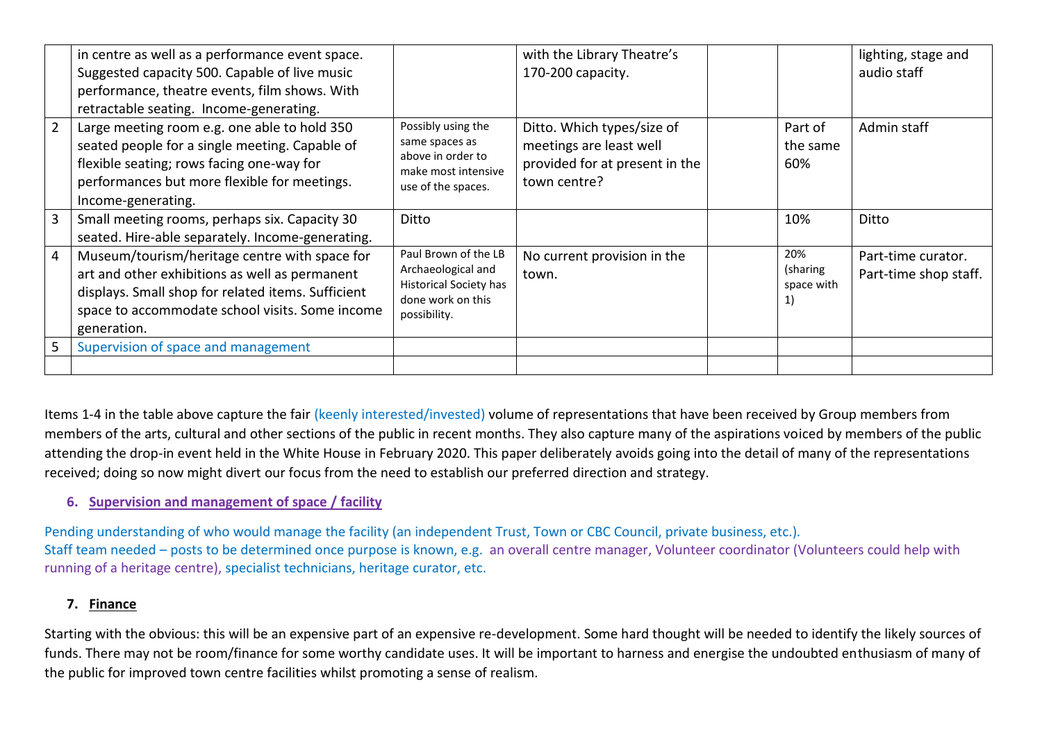| | | | | | | |
|---|---|---|---|---|---|---|
| | in centre as well as a performance event space. Suggested capacity 500. Capable of live music performance, theatre events, film shows. With retractable seating. Income-generating. | | with the Library Theatre's 170-200 capacity. | | | lighting, stage and audio staff |
| 2 | Large meeting room e.g. one able to hold 350 seated people for a single meeting. Capable of flexible seating; rows facing one-way for performances but more flexible for meetings. Income-generating. | Possibly using the same spaces as above in order to make most intensive use of the spaces. | Ditto. Which types/size of meetings are least well provided for at present in the town centre? | | Part of the same 60% | Admin staff |
| 3 | Small meeting rooms, perhaps six. Capacity 30 seated. Hire-able separately. Income-generating. | Ditto | | | 10% | Ditto |
| 4 | Museum/tourism/heritage centre with space for art and other exhibitions as well as permanent displays. Small shop for related items. Sufficient space to accommodate school visits. Some income generation. | Paul Brown of the LB Archaeological and Historical Society has done work on this possibility. | No current provision in the town. | | 20% (sharing space with 1) | Part-time curator. Part-time shop staff. |
| 5 | Supervision of space and management | | | | | |
| | | | | | | |

Items 1-4 in the table above capture the fair (keenly interested/invested) volume of representations that have been received by Group members from members of the arts, cultural and other sections of the public in recent months. They also capture many of the aspirations voiced by members of the public attending the drop-in event held in the White House in February 2020. This paper deliberately avoids going into the detail of many of the representations received; doing so now might divert our focus from the need to establish our preferred direction and strategy.

## 6. Supervision and management of space / facility

Pending understanding of who would manage the facility (an independent Trust, Town or CBC Council, private business, etc.).
Staff team needed – posts to be determined once purpose is known, e.g. an overall centre manager, Volunteer coordinator (Volunteers could help with running of a heritage centre), specialist technicians, heritage curator, etc.

## 7. Finance

Starting with the obvious: this will be an expensive part of an expensive re-development. Some hard thought will be needed to identify the likely sources of funds. There may not be room/finance for some worthy candidate uses. It will be important to harness and energise the undoubted enthusiasm of many of the public for improved town centre facilities whilst promoting a sense of realism.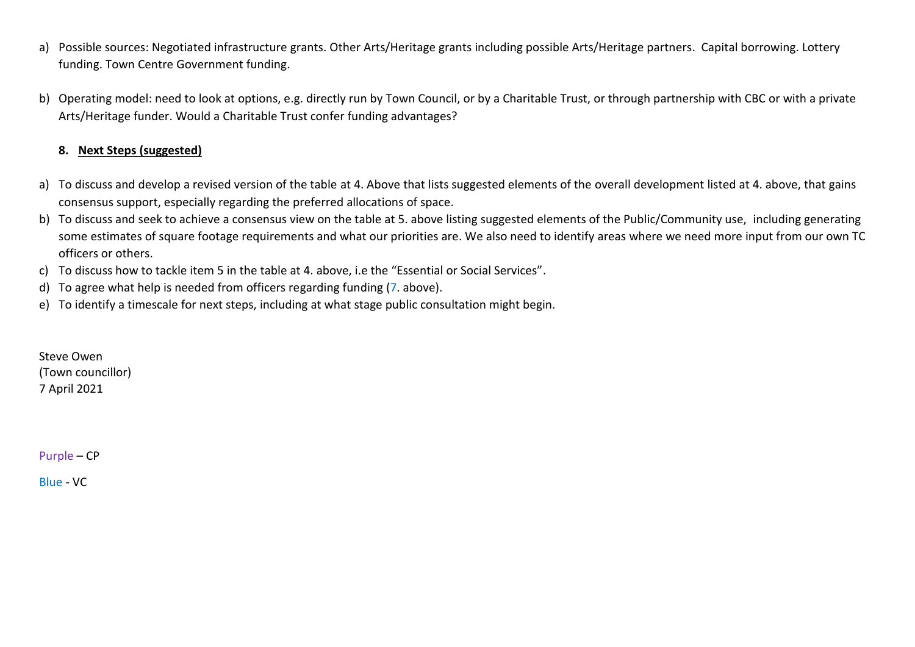a) Possible sources: Negotiated infrastructure grants. Other Arts/Heritage grants including possible Arts/Heritage partners. Capital borrowing. Lottery funding. Town Centre Government funding.

b) Operating model: need to look at options, e.g. directly run by Town Council, or by a Charitable Trust, or through partnership with CBC or with a private Arts/Heritage funder. Would a Charitable Trust confer funding advantages?

## 8. Next Steps (suggested)

a) To discuss and develop a revised version of the table at 4. Above that lists suggested elements of the overall development listed at 4. above, that gains consensus support, especially regarding the preferred allocations of space.
b) To discuss and seek to achieve a consensus view on the table at 5. above listing suggested elements of the Public/Community use, including generating some estimates of square footage requirements and what our priorities are. We also need to identify areas where we need more input from our own TC officers or others.
c) To discuss how to tackle item 5 in the table at 4. above, i.e the "Essential or Social Services".
d) To agree what help is needed from officers regarding funding (7. above).
e) To identify a timescale for next steps, including at what stage public consultation might begin.

Steve Owen
(Town councillor)
7 April 2021

Purple – CP

Blue - VC